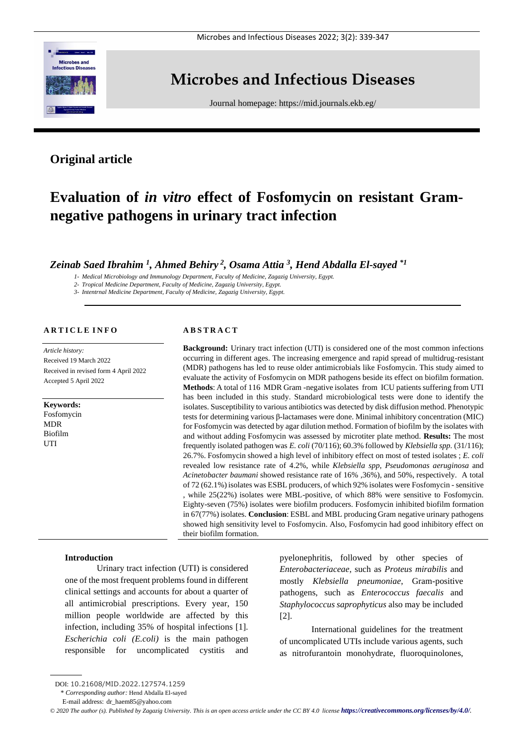# Microbes and Infectious Diseases

Journal homepage: https://mid.journals.ekb.eg/

## Original article

# Evaluation of *in vitro* effect of Fosfomycin on resistant Gram-negative pathogens in urinary tract infection

***Zeinab Saed Ibrahim [1], Ahmed Behiry [2], Osama Attia [3], Hend Abdalla El-sayed [*1]***

*1- Medical Microbiology and Immunology Department, Faculty of Medicine, Zagazig University, Egypt.*
*2- Tropical Medicine Department, Faculty of Medicine, Zagazig University, Egypt.*
*3- Intentrnal Medicine Department, Faculty of Medicine, Zagazig University, Egypt.*

**ARTICLE INFO**

*Article history:*
Received 19 March 2022
Received in revised form 4 April 2022
Accepted 5 April 2022

**Keywords:**
Fosfomycin
MDR
Biofilm
UTI

**ABSTRACT**

**Background:** Urinary tract infection (UTI) is considered one of the most common infections occurring in different ages. The increasing emergence and rapid spread of multidrug-resistant (MDR) pathogens has led to reuse older antimicrobials like Fosfomycin. This study aimed to evaluate the activity of Fosfomycin on MDR pathogens beside its effect on biofilm formation. **Methods**: A total of 116 MDR Gram -negative isolates from ICU patients suffering from UTI has been included in this study. Standard microbiological tests were done to identify the isolates. Susceptibility to various antibiotics was detected by disk diffusion method. Phenotypic tests for determining various β-lactamases were done. Minimal inhibitory concentration (MIC) for Fosfomycin was detected by agar dilution method. Formation of biofilm by the isolates with and without adding Fosfomycin was assessed by microtiter plate method. **Results:** The most frequently isolated pathogen was *E. coli* (70/116); 60.3% followed by *Klebsiella spp.* (31/116); 26.7%. Fosfomycin showed a high level of inhibitory effect on most of tested isolates ; *E. coli* revealed low resistance rate of 4.2%, while *Klebsiella spp*, *Pseudomonas aeruginosa* and *Acinetobacter baumani* showed resistance rate of 16% ,36%), and 50%, respectively. A total of 72 (62.1%) isolates was ESBL producers, of which 92% isolates were Fosfomycin - sensitive , while 25(22%) isolates were MBL-positive, of which 88% were sensitive to Fosfomycin. Eighty-seven (75%) isolates were biofilm producers. Fosfomycin inhibited biofilm formation in 67(77%) isolates. **Conclusion**: ESBL and MBL producing Gram negative urinary pathogens showed high sensitivity level to Fosfomycin. Also, Fosfomycin had good inhibitory effect on their biofilm formation.

## Introduction

Urinary tract infection (UTI) is considered one of the most frequent problems found in different clinical settings and accounts for about a quarter of all antimicrobial prescriptions. Every year, 150 million people worldwide are affected by this infection, including 35% of hospital infections [1]. *Escherichia coli (E.coli)* is the main pathogen responsible for uncomplicated cystitis and pyelonephritis, followed by other species of *Enterobacteriaceae*, such as *Proteus mirabilis* and mostly *Klebsiella pneumoniae*, Gram-positive pathogens, such as *Enterococcus faecalis* and *Staphylococcus saprophyticus* also may be included [2].

International guidelines for the treatment of uncomplicated UTIs include various agents, such as nitrofurantoin monohydrate, fluoroquinolones,

DOI: 10.21608/MID.2022.127574.1259
\* *Corresponding author:* Hend Abdalla El-sayed
E-mail address: dr_haem85@yahoo.com

*© 2020 The author (s). Published by Zagazig University. This is an open access article under the CC BY 4.0 license https://creativecommons.org/licenses/by/4.0/.*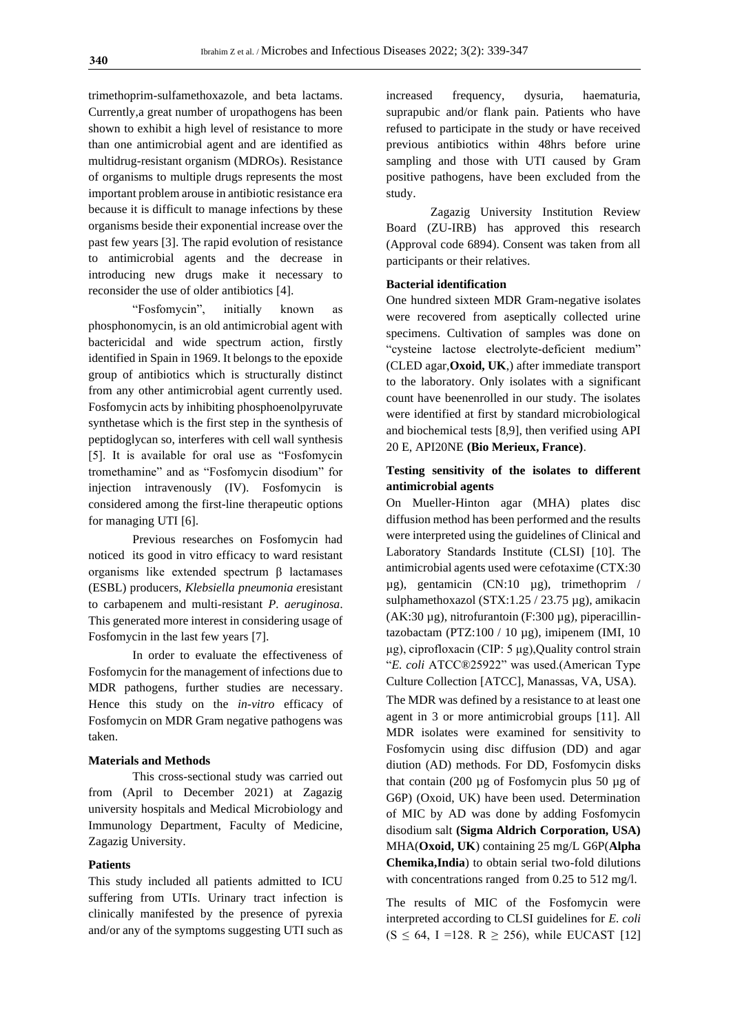trimethoprim-sulfamethoxazole, and beta lactams. Currently,a great number of uropathogens has been shown to exhibit a high level of resistance to more than one antimicrobial agent and are identified as multidrug-resistant organism (MDROs). Resistance of organisms to multiple drugs represents the most important problem arouse in antibiotic resistance era because it is difficult to manage infections by these organisms beside their exponential increase over the past few years [3]. The rapid evolution of resistance to antimicrobial agents and the decrease in introducing new drugs make it necessary to reconsider the use of older antibiotics [4].

"Fosfomycin", initially known as phosphonomycin, is an old antimicrobial agent with bactericidal and wide spectrum action, firstly identified in Spain in 1969. It belongs to the epoxide group of antibiotics which is structurally distinct from any other antimicrobial agent currently used. Fosfomycin acts by inhibiting phosphoenolpyruvate synthetase which is the first step in the synthesis of peptidoglycan so, interferes with cell wall synthesis [5]. It is available for oral use as "Fosfomycin tromethamine" and as "Fosfomycin disodium" for injection intravenously (IV). Fosfomycin is considered among the first-line therapeutic options for managing UTI [6].

Previous researches on Fosfomycin had noticed its good in vitro efficacy to ward resistant organisms like extended spectrum β lactamases (ESBL) producers, *Klebsiella pneumonia e*resistant to carbapenem and multi-resistant *P. aeruginosa*. This generated more interest in considering usage of Fosfomycin in the last few years [7].

In order to evaluate the effectiveness of Fosfomycin for the management of infections due to MDR pathogens, further studies are necessary. Hence this study on the *in-vitro* efficacy of Fosfomycin on MDR Gram negative pathogens was taken.

## Materials and Methods

This cross-sectional study was carried out from (April to December 2021) at Zagazig university hospitals and Medical Microbiology and Immunology Department, Faculty of Medicine, Zagazig University.

### Patients

This study included all patients admitted to ICU suffering from UTIs. Urinary tract infection is clinically manifested by the presence of pyrexia and/or any of the symptoms suggesting UTI such as increased frequency, dysuria, haematuria, suprapubic and/or flank pain. Patients who have refused to participate in the study or have received previous antibiotics within 48hrs before urine sampling and those with UTI caused by Gram positive pathogens, have been excluded from the study.

Zagazig University Institution Review Board (ZU-IRB) has approved this research (Approval code 6894). Consent was taken from all participants or their relatives.

### Bacterial identification

One hundred sixteen MDR Gram-negative isolates were recovered from aseptically collected urine specimens. Cultivation of samples was done on "cysteine lactose electrolyte-deficient medium" (CLED agar,**Oxoid, UK**,) after immediate transport to the laboratory. Only isolates with a significant count have beenenrolled in our study. The isolates were identified at first by standard microbiological and biochemical tests [8,9], then verified using API 20 E, API20NE **(Bio Merieux, France)**.

### Testing sensitivity of the isolates to different antimicrobial agents

On Mueller-Hinton agar (MHA) plates disc diffusion method has been performed and the results were interpreted using the guidelines of Clinical and Laboratory Standards Institute (CLSI) [10]. The antimicrobial agents used were cefotaxime (CTX:30 µg), gentamicin (CN:10 µg), trimethoprim / sulphamethoxazol (STX:1.25 / 23.75 µg), amikacin (AK:30 µg), nitrofurantoin (F:300 µg), piperacillin-tazobactam (PTZ:100 / 10 µg), imipenem (IMI, 10 µg), ciprofloxacin (CIP: 5 µg),Quality control strain "*E. coli* ATCC®25922" was used.(American Type Culture Collection [ATCC], Manassas, VA, USA).

The MDR was defined by a resistance to at least one agent in 3 or more antimicrobial groups [11]. All MDR isolates were examined for sensitivity to Fosfomycin using disc diffusion (DD) and agar diution (AD) methods. For DD, Fosfomycin disks that contain (200 µg of Fosfomycin plus 50 µg of G6P) (Oxoid, UK) have been used. Determination of MIC by AD was done by adding Fosfomycin disodium salt **(Sigma Aldrich Corporation, USA)** MHA(**Oxoid, UK**) containing 25 mg/L G6P(**Alpha Chemika,India**) to obtain serial two-fold dilutions with concentrations ranged from 0.25 to 512 mg/l.

The results of MIC of the Fosfomycin were interpreted according to CLSI guidelines for *E. coli* ($S \leq 64$, $I = 128$. $R \geq 256$), while EUCAST [12]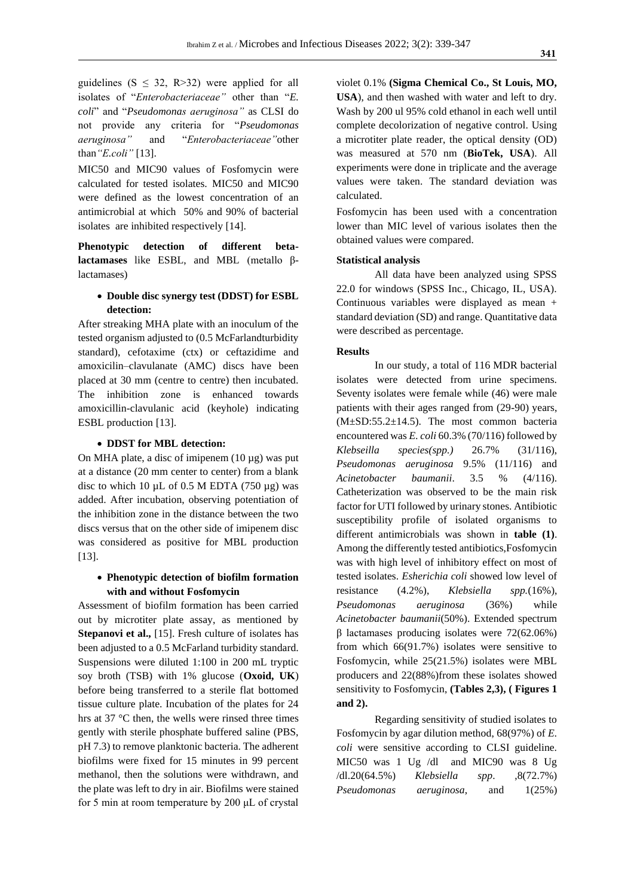guidelines ($S \leq 32$, $R>32$) were applied for all isolates of "*Enterobacteriaceae"* other than "*E. coli*" and "*Pseudomonas aeruginosa"* as CLSI do not provide any criteria for "*Pseudomonas aeruginosa"* and "*Enterobacteriaceae"*other than*"E.coli"* [13].

MIC50 and MIC90 values of Fosfomycin were calculated for tested isolates. MIC50 and MIC90 were defined as the lowest concentration of an antimicrobial at which 50% and 90% of bacterial isolates are inhibited respectively [14].

**Phenotypic detection of different beta-lactamases** like ESBL, and MBL (metallo β-lactamases)

- **Double disc synergy test (DDST) for ESBL detection:**

After streaking MHA plate with an inoculum of the tested organism adjusted to (0.5 McFarlandturbidity standard), cefotaxime (ctx) or ceftazidime and amoxicilin–clavulanate (AMC) discs have been placed at 30 mm (centre to centre) then incubated. The inhibition zone is enhanced towards amoxicillin-clavulanic acid (keyhole) indicating ESBL production [13].

- **DDST for MBL detection:**

On MHA plate, a disc of imipenem (10 µg) was put at a distance (20 mm center to center) from a blank disc to which 10 µL of 0.5 M EDTA (750 µg) was added. After incubation, observing potentiation of the inhibition zone in the distance between the two discs versus that on the other side of imipenem disc was considered as positive for MBL production [13].

- **Phenotypic detection of biofilm formation with and without Fosfomycin**

Assessment of biofilm formation has been carried out by microtiter plate assay, as mentioned by **Stepanovi et al.,** [15]. Fresh culture of isolates has been adjusted to a 0.5 McFarland turbidity standard. Suspensions were diluted 1:100 in 200 mL tryptic soy broth (TSB) with 1% glucose (**Oxoid, UK**) before being transferred to a sterile flat bottomed tissue culture plate. Incubation of the plates for 24 hrs at 37 °C then, the wells were rinsed three times gently with sterile phosphate buffered saline (PBS, pH 7.3) to remove planktonic bacteria. The adherent biofilms were fixed for 15 minutes in 99 percent methanol, then the solutions were withdrawn, and the plate was left to dry in air. Biofilms were stained for 5 min at room temperature by 200 µL of crystal violet 0.1% **(Sigma Chemical Co., St Louis, MO, USA**), and then washed with water and left to dry. Wash by 200 ul 95% cold ethanol in each well until complete decolorization of negative control. Using a microtiter plate reader, the optical density (OD) was measured at 570 nm (**BioTek, USA**). All experiments were done in triplicate and the average values were taken. The standard deviation was calculated.

Fosfomycin has been used with a concentration lower than MIC level of various isolates then the obtained values were compared.

**Statistical analysis**

All data have been analyzed using SPSS 22.0 for windows (SPSS Inc., Chicago, IL, USA). Continuous variables were displayed as mean + standard deviation (SD) and range. Quantitative data were described as percentage.

**Results**

In our study, a total of 116 MDR bacterial isolates were detected from urine specimens. Seventy isolates were female while (46) were male patients with their ages ranged from (29-90) years, (M±SD:55.2±14.5). The most common bacteria encountered was *E. coli* 60.3% (70/116) followed by *Klebseilla species(spp.)* 26.7% (31/116), *Pseudomonas aeruginosa* 9.5% (11/116) and *Acinetobacter baumanii*. 3.5 % (4/116). Catheterization was observed to be the main risk factor for UTI followed by urinary stones. Antibiotic susceptibility profile of isolated organisms to different antimicrobials was shown in **table (1)**. Among the differently tested antibiotics,Fosfomycin was with high level of inhibitory effect on most of tested isolates. *Esherichia coli* showed low level of resistance (4.2%), *Klebsiella spp.*(16%), *Pseudomonas aeruginosa* (36%) while *Acinetobacter baumanii*(50%). Extended spectrum β lactamases producing isolates were 72(62.06%) from which 66(91.7%) isolates were sensitive to Fosfomycin, while 25(21.5%) isolates were MBL producers and 22(88%)from these isolates showed sensitivity to Fosfomycin, **(Tables 2,3), ( Figures 1 and 2).**

Regarding sensitivity of studied isolates to Fosfomycin by agar dilution method, 68(97%) of *E. coli* were sensitive according to CLSI guideline. MIC50 was 1 Ug /dl and MIC90 was 8 Ug /dl.20(64.5%) *Klebsiella spp*. ,8(72.7%) *Pseudomonas aeruginosa*, and 1(25%)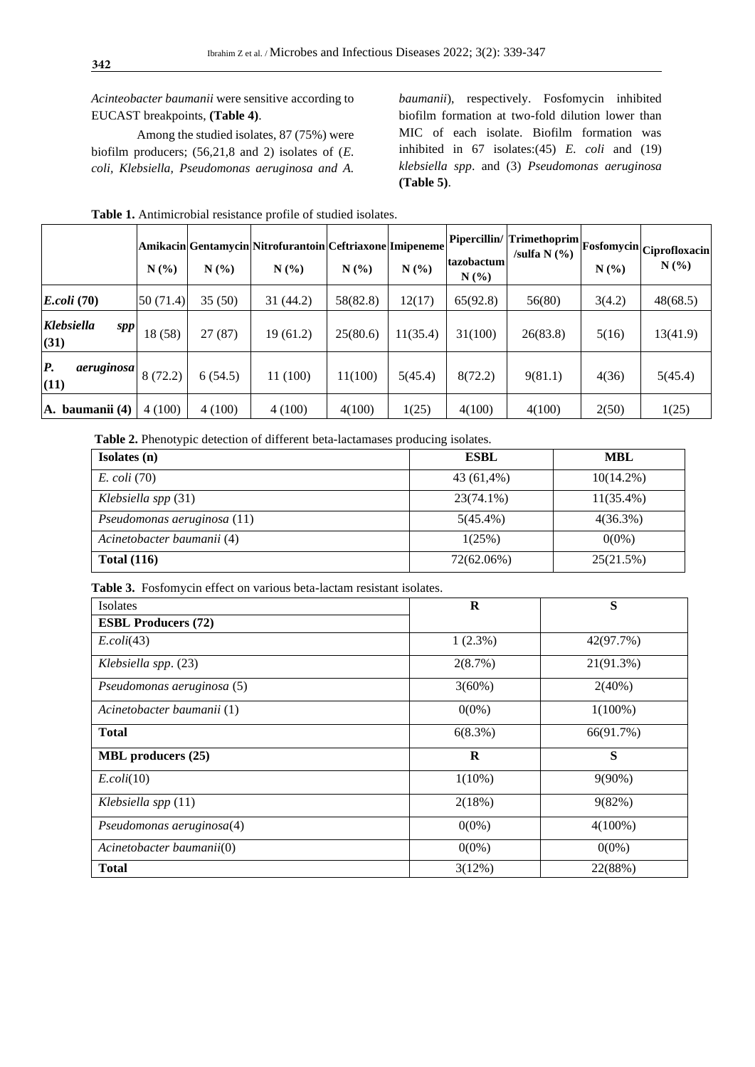*Acinteobacter baumanii* were sensitive according to EUCAST breakpoints, **(Table 4)**.

Among the studied isolates, 87 (75%) were biofilm producers; (56,21,8 and 2) isolates of (*E. coli, Klebsiella, Pseudomonas aeruginosa and A. baumanii*), respectively. Fosfomycin inhibited biofilm formation at two-fold dilution lower than MIC of each isolate. Biofilm formation was inhibited in 67 isolates:(45) *E. coli* and (19) *klebsiella spp*. and (3) *Pseudomonas aeruginosa* **(Table 5)**.

**Table 1.** Antimicrobial resistance profile of studied isolates.

| | Amikacin N (%) | Gentamycin N (%) | Nitrofurantoin N (%) | Ceftriaxone N (%) | Impeneme N (%) | Pipercillin/ tazobactum N (%) | Trimethoprim /sulfa N (%) | Fosfomycin N (%) | Ciprofloxacin N (%) |
|---|---|---|---|---|---|---|---|---|---|
| ***E.coli* (70)** | 50 (71.4) | 35 (50) | 31 (44.2) | 58(82.8) | 12(17) | 65(92.8) | 56(80) | 3(4.2) | 48(68.5) |
| ***Klebsiella spp* (31)** | 18 (58) | 27 (87) | 19 (61.2) | 25(80.6) | 11(35.4) | 31(100) | 26(83.8) | 5(16) | 13(41.9) |
| ***P. aeruginosa* (11)** | 8 (72.2) | 6 (54.5) | 11 (100) | 11(100) | 5(45.4) | 8(72.2) | 9(81.1) | 4(36) | 5(45.4) |
| **A. baumanii (4)** | 4 (100) | 4 (100) | 4 (100) | 4(100) | 1(25) | 4(100) | 4(100) | 2(50) | 1(25) |

**Table 2.** Phenotypic detection of different beta-lactamases producing isolates.

| Isolates (n) | ESBL | MBL |
|---|---|---|
| *E. coli* (70) | 43 (61,4%) | 10(14.2%) |
| *Klebsiella spp* (31) | 23(74.1%) | 11(35.4%) |
| *Pseudomonas aeruginosa* (11) | 5(45.4%) | 4(36.3%) |
| *Acinetobacter baumanii* (4) | 1(25%) | 0(0%) |
| **Total (116)** | 72(62.06%) | 25(21.5%) |

**Table 3.** Fosfomycin effect on various beta-lactam resistant isolates.

| Isolates | R | S |
|---|---|---|
| **ESBL Producers (72)** | | |
| *E.coli*(43) | 1 (2.3%) | 42(97.7%) |
| *Klebsiella spp*. (23) | 2(8.7%) | 21(91.3%) |
| *Pseudomonas aeruginosa* (5) | 3(60%) | 2(40%) |
| *Acinetobacter baumanii* (1) | 0(0%) | 1(100%) |
| **Total** | 6(8.3%) | 66(91.7%) |
| **MBL producers (25)** | **R** | **S** |
| *E.coli*(10) | 1(10%) | 9(90%) |
| *Klebsiella spp* (11) | 2(18%) | 9(82%) |
| *Pseudomonas aeruginosa*(4) | 0(0%) | 4(100%) |
| *Acinetobacter baumanii*(0) | 0(0%) | 0(0%) |
| **Total** | 3(12%) | 22(88%) |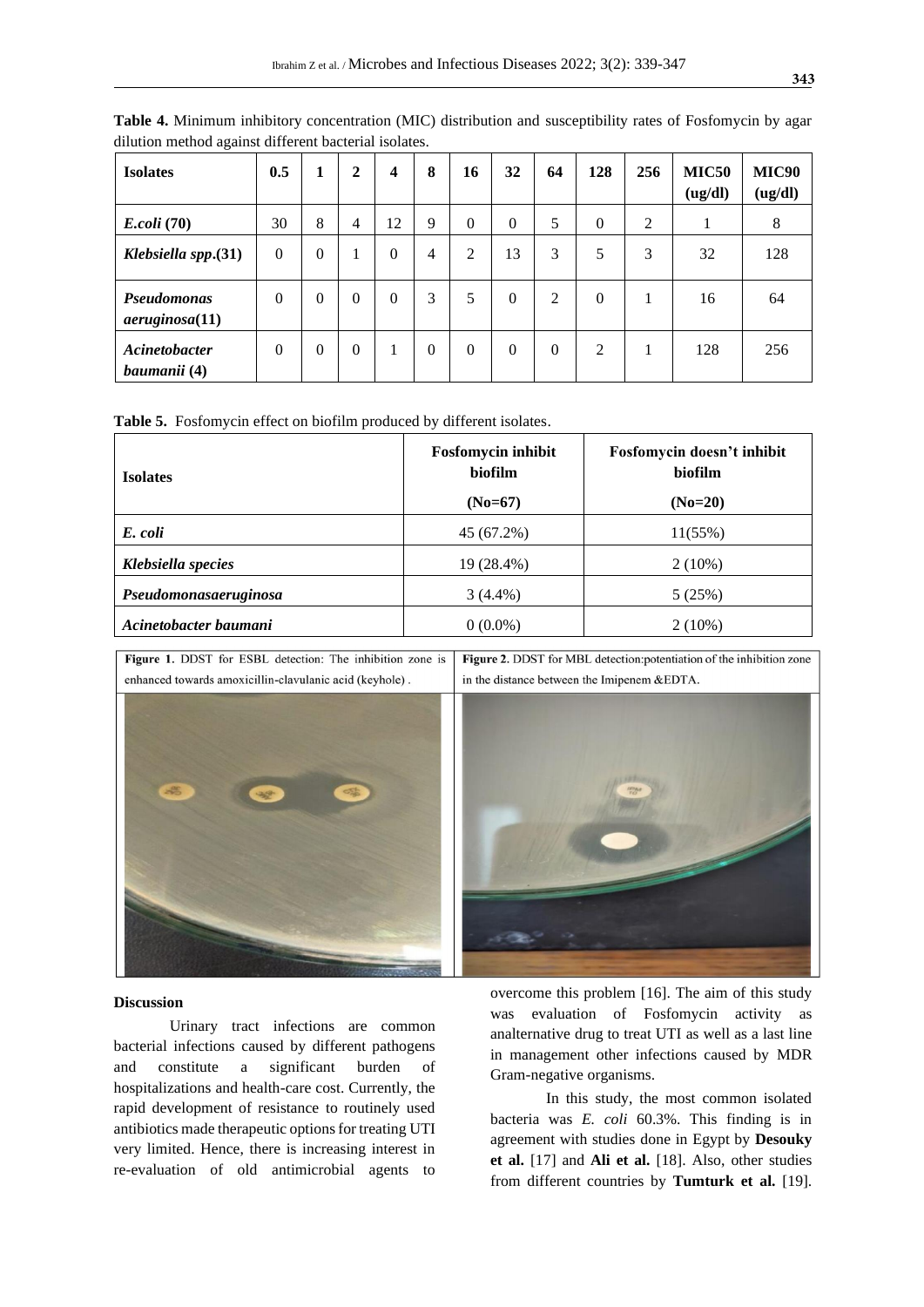**Table 4.** Minimum inhibitory concentration (MIC) distribution and susceptibility rates of Fosfomycin by agar dilution method against different bacterial isolates.

| Isolates | 0.5 | 1 | 2 | 4 | 8 | 16 | 32 | 64 | 128 | 256 | MIC50 (ug/dl) | MIC90 (ug/dl) |
|---|---|---|---|---|---|---|---|---|---|---|---|---|
| ***E.coli* (70)** | 30 | 8 | 4 | 12 | 9 | 0 | 0 | 5 | 0 | 2 | 1 | 8 |
| ***Klebsiella spp*.(31)** | 0 | 0 | 1 | 0 | 4 | 2 | 13 | 3 | 5 | 3 | 32 | 128 |
| ***Pseudomonas aeruginosa*(11)** | 0 | 0 | 0 | 0 | 3 | 5 | 0 | 2 | 0 | 1 | 16 | 64 |
| ***Acinetobacter baumanii* (4)** | 0 | 0 | 0 | 1 | 0 | 0 | 0 | 0 | 2 | 1 | 128 | 256 |

**Table 5.** Fosfomycin effect on biofilm produced by different isolates.

| Isolates | Fosfomycin inhibit biofilm (No=67) | Fosfomycin doesn't inhibit biofilm (No=20) |
|---|---|---|
| ***E. coli*** | 45 (67.2%) | 11(55%) |
| ***Klebsiella species*** | 19 (28.4%) | 2 (10%) |
| ***Pseudomonasaeruginosa*** | 3 (4.4%) | 5 (25%) |
| ***Acinetobacter baumani*** | 0 (0.0%) | 2 (10%) |

**Figure 1.** DDST for ESBL detection: The inhibition zone is enhanced towards amoxicillin-clavulanic acid (keyhole) .

**Figure 2.** DDST for MBL detection:potentiation of the inhibition zone in the distance between the Imipenem &EDTA.

## Discussion

Urinary tract infections are common bacterial infections caused by different pathogens and constitute a significant burden of hospitalizations and health-care cost. Currently, the rapid development of resistance to routinely used antibiotics made therapeutic options for treating UTI very limited. Hence, there is increasing interest in re-evaluation of old antimicrobial agents to overcome this problem [16]. The aim of this study was evaluation of Fosfomycin activity as analternative drug to treat UTI as well as a last line in management other infections caused by MDR Gram-negative organisms.

In this study, the most common isolated bacteria was *E. coli* 60.3%. This finding is in agreement with studies done in Egypt by **Desouky et al.** [17] and **Ali et al.** [18]. Also, other studies from different countries by **Tumturk et al.** [19].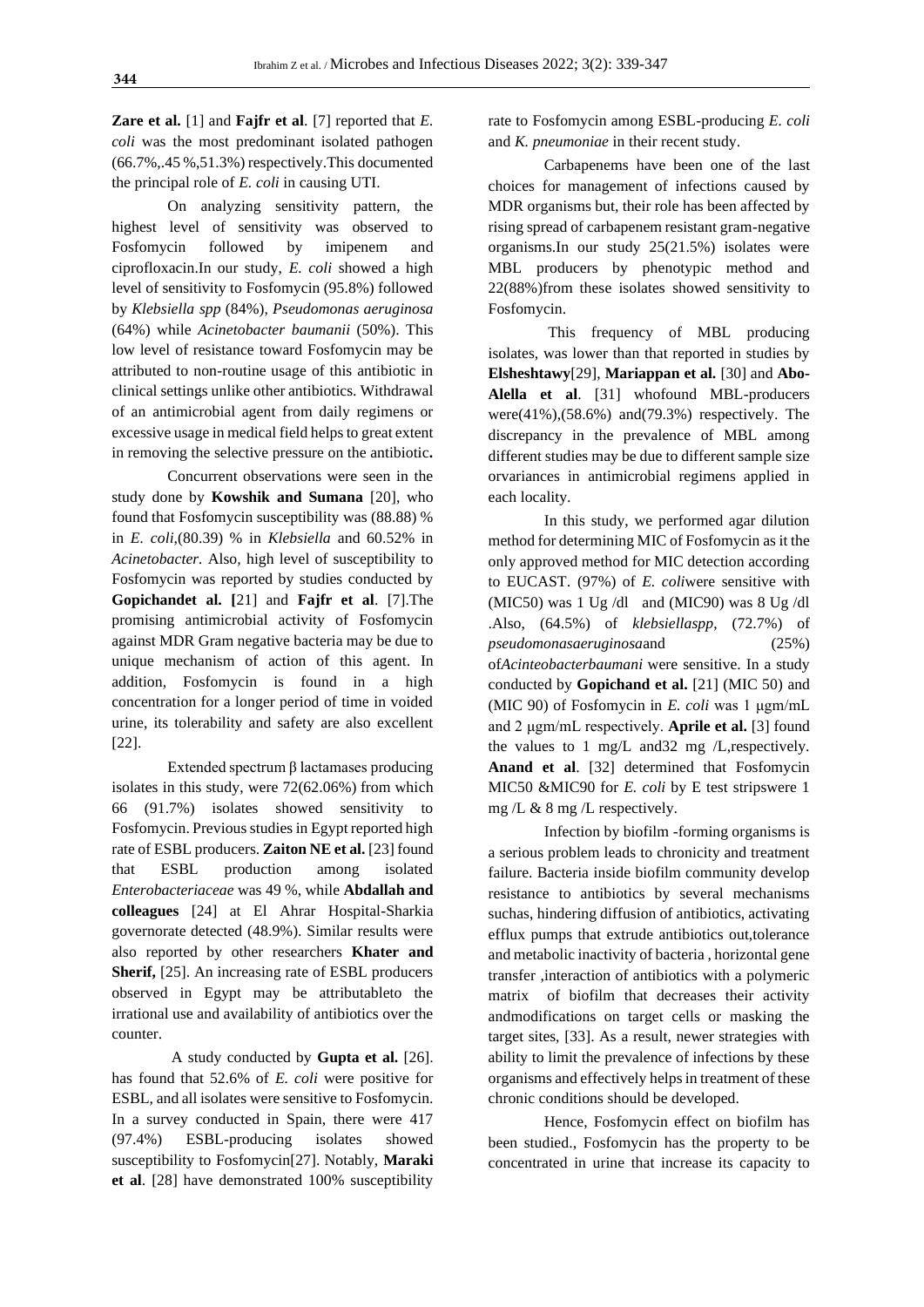**Zare et al.** [1] and **Fajfr et al**. [7] reported that *E. coli* was the most predominant isolated pathogen (66.7%,.45 %,51.3%) respectively.This documented the principal role of *E. coli* in causing UTI.

On analyzing sensitivity pattern, the highest level of sensitivity was observed to Fosfomycin followed by imipenem and ciprofloxacin.In our study, *E. coli* showed a high level of sensitivity to Fosfomycin (95.8%) followed by *Klebsiella spp* (84%), *Pseudomonas aeruginosa* (64%) while *Acinetobacter baumanii* (50%). This low level of resistance toward Fosfomycin may be attributed to non-routine usage of this antibiotic in clinical settings unlike other antibiotics. Withdrawal of an antimicrobial agent from daily regimens or excessive usage in medical field helps to great extent in removing the selective pressure on the antibiotic**.**

Concurrent observations were seen in the study done by **Kowshik and Sumana** [20], who found that Fosfomycin susceptibility was (88.88) % in *E. coli*,(80.39) % in *Klebsiella* and 60.52% in *Acinetobacter.* Also, high level of susceptibility to Fosfomycin was reported by studies conducted by **Gopichandet al. [**21] and **Fajfr et al**. [7].The promising antimicrobial activity of Fosfomycin against MDR Gram negative bacteria may be due to unique mechanism of action of this agent. In addition, Fosfomycin is found in a high concentration for a longer period of time in voided urine, its tolerability and safety are also excellent [22].

Extended spectrum β lactamases producing isolates in this study, were 72(62.06%) from which 66 (91.7%) isolates showed sensitivity to Fosfomycin. Previous studies in Egypt reported high rate of ESBL producers. **Zaiton NE et al.** [23] found that ESBL production among isolated *Enterobacteriaceae* was 49 %, while **Abdallah and colleagues** [24] at El Ahrar Hospital-Sharkia governorate detected (48.9%). Similar results were also reported by other researchers **Khater and Sherif,** [25]. An increasing rate of ESBL producers observed in Egypt may be attributableto the irrational use and availability of antibiotics over the counter.

A study conducted by **Gupta et al.** [26]. has found that 52.6% of *E. coli* were positive for ESBL, and all isolates were sensitive to Fosfomycin. In a survey conducted in Spain, there were 417 (97.4%) ESBL-producing isolates showed susceptibility to Fosfomycin[27]. Notably, **Maraki et al**. [28] have demonstrated 100% susceptibility rate to Fosfomycin among ESBL-producing *E. coli* and *K. pneumoniae* in their recent study.

Carbapenems have been one of the last choices for management of infections caused by MDR organisms but, their role has been affected by rising spread of carbapenem resistant gram-negative organisms.In our study 25(21.5%) isolates were MBL producers by phenotypic method and 22(88%)from these isolates showed sensitivity to Fosfomycin.

This frequency of MBL producing isolates, was lower than that reported in studies by **Elsheshtawy**[29], **Mariappan et al.** [30] and **Abo-Alella et al**. [31] whofound MBL-producers were(41%),(58.6%) and(79.3%) respectively. The discrepancy in the prevalence of MBL among different studies may be due to different sample size orvariances in antimicrobial regimens applied in each locality.

In this study, we performed agar dilution method for determining MIC of Fosfomycin as it the only approved method for MIC detection according to EUCAST. (97%) of *E. coli*were sensitive with (MIC50) was 1 Ug /dl and (MIC90) was 8 Ug /dl .Also, (64.5%) of *klebsiellaspp*, (72.7%) of *pseudomonasaeruginosa*and (25%) of*Acinteobacterbaumani* were sensitive. In a study conducted by **Gopichand et al.** [21] (MIC 50) and (MIC 90) of Fosfomycin in *E. coli* was 1 μgm/mL and 2 μgm/mL respectively. **Aprile et al.** [3] found the values to 1 mg/L and32 mg /L,respectively. **Anand et al**. [32] determined that Fosfomycin MIC50 &MIC90 for *E. coli* by E test stripswere 1 mg /L & 8 mg /L respectively.

Infection by biofilm -forming organisms is a serious problem leads to chronicity and treatment failure. Bacteria inside biofilm community develop resistance to antibiotics by several mechanisms suchas, hindering diffusion of antibiotics, activating efflux pumps that extrude antibiotics out,tolerance and metabolic inactivity of bacteria , horizontal gene transfer ,interaction of antibiotics with a polymeric matrix of biofilm that decreases their activity andmodifications on target cells or masking the target sites, [33]. As a result, newer strategies with ability to limit the prevalence of infections by these organisms and effectively helps in treatment of these chronic conditions should be developed.

Hence, Fosfomycin effect on biofilm has been studied., Fosfomycin has the property to be concentrated in urine that increase its capacity to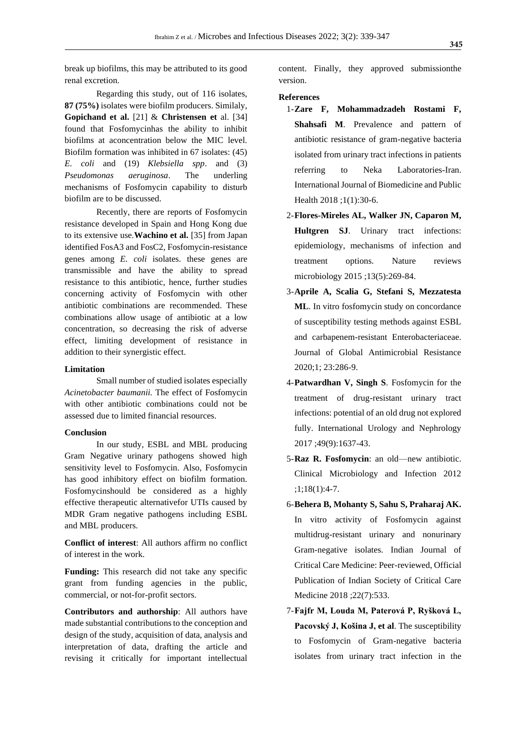break up biofilms, this may be attributed to its good renal excretion.

Regarding this study, out of 116 isolates, **87 (75%)** isolates were biofilm producers. Similaly, **Gopichand et al.** [21] & **Christensen et** al. [34] found that Fosfomycinhas the ability to inhibit biofilms at aconcentration below the MIC level. Biofilm formation was inhibited in 67 isolates: (45) *E. coli* and (19) *Klebsiella spp*. and (3) *Pseudomonas aeruginosa*. The underling mechanisms of Fosfomycin capability to disturb biofilm are to be discussed.

Recently, there are reports of Fosfomycin resistance developed in Spain and Hong Kong due to its extensive use.**Wachino et al.** [35] from Japan identified FosA3 and FosC2, Fosfomycin-resistance genes among *E. coli* isolates. these genes are transmissible and have the ability to spread resistance to this antibiotic, hence, further studies concerning activity of Fosfomycin with other antibiotic combinations are recommended. These combinations allow usage of antibiotic at a low concentration, so decreasing the risk of adverse effect, limiting development of resistance in addition to their synergistic effect.

**Limitation**

Small number of studied isolates especially *Acinetobacter baumanii.* The effect of Fosfomycin with other antibiotic combinations could not be assessed due to limited financial resources.

**Conclusion**

In our study, ESBL and MBL producing Gram Negative urinary pathogens showed high sensitivity level to Fosfomycin. Also, Fosfomycin has good inhibitory effect on biofilm formation. Fosfomycinshould be considered as a highly effective therapeutic alternativefor UTIs caused by MDR Gram negative pathogens including ESBL and MBL producers.

**Conflict of interest**: All authors affirm no conflict of interest in the work.

**Funding:** This research did not take any specific grant from funding agencies in the public, commercial, or not-for-profit sectors.

**Contributors and authorship**: All authors have made substantial contributions to the conception and design of the study, acquisition of data, analysis and interpretation of data, drafting the article and revising it critically for important intellectual content. Finally, they approved submissionthe version.

**References**

1- **Zare F, Mohammadzadeh Rostami F, Shahsafi M**. Prevalence and pattern of antibiotic resistance of gram-negative bacteria isolated from urinary tract infections in patients referring to Neka Laboratories-Iran. International Journal of Biomedicine and Public Health 2018 ;1(1):30-6.

2- **Flores-Mireles AL, Walker JN, Caparon M, Hultgren SJ**. Urinary tract infections: epidemiology, mechanisms of infection and treatment options. Nature reviews microbiology 2015 ;13(5):269-84.

3- **Aprile A, Scalia G, Stefani S, Mezzatesta ML**. In vitro fosfomycin study on concordance of susceptibility testing methods against ESBL and carbapenem-resistant Enterobacteriaceae. Journal of Global Antimicrobial Resistance 2020;1; 23:286-9.

4- **Patwardhan V, Singh S**. Fosfomycin for the treatment of drug-resistant urinary tract infections: potential of an old drug not explored fully. International Urology and Nephrology 2017 ;49(9):1637-43.

5- **Raz R. Fosfomycin**: an old—new antibiotic. Clinical Microbiology and Infection 2012 ;1;18(1):4-7.

6- **Behera B, Mohanty S, Sahu S, Praharaj AK.** In vitro activity of Fosfomycin against multidrug-resistant urinary and nonurinary Gram-negative isolates. Indian Journal of Critical Care Medicine: Peer-reviewed, Official Publication of Indian Society of Critical Care Medicine 2018 ;22(7):533.

7- **Fajfr M, Louda M, Paterová P, Ryšková L, Pacovský J, Košina J, et al**. The susceptibility to Fosfomycin of Gram-negative bacteria isolates from urinary tract infection in the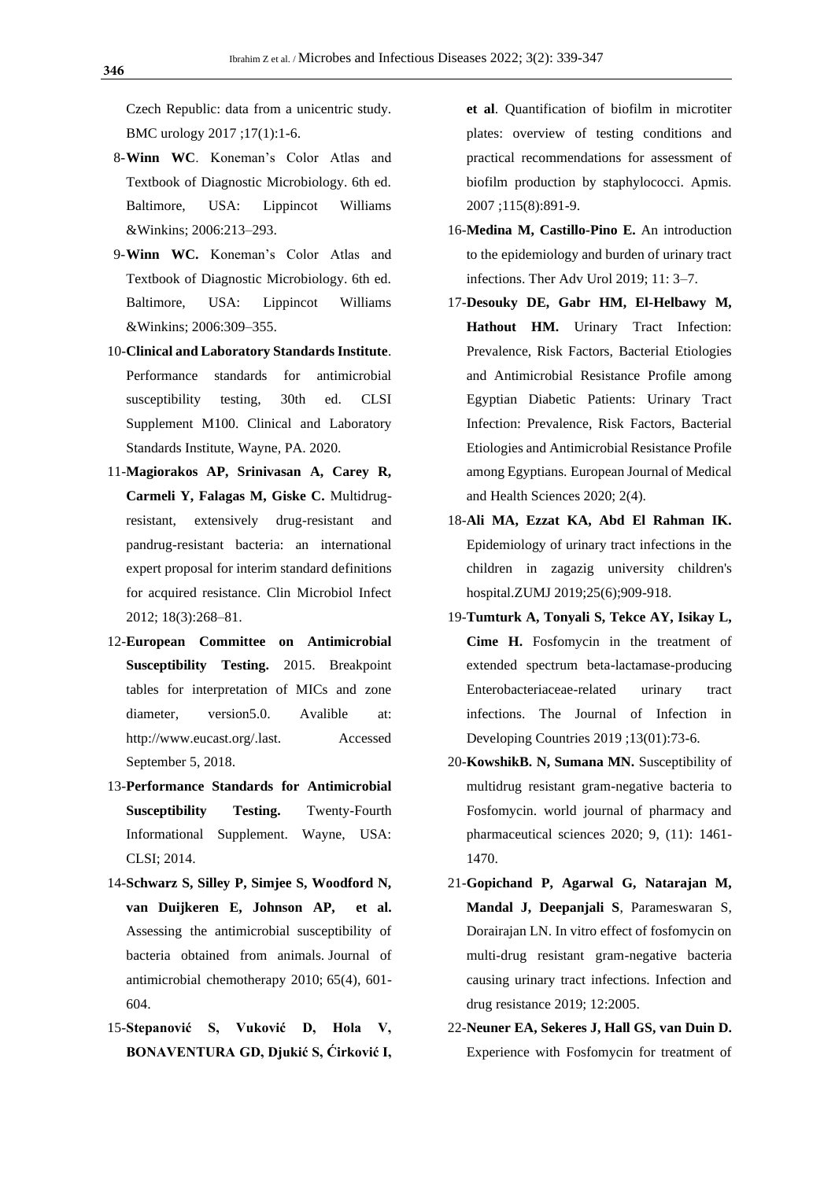Czech Republic: data from a unicentric study. BMC urology 2017 ;17(1):1-6.

8-**Winn WC**. Koneman's Color Atlas and Textbook of Diagnostic Microbiology. 6th ed. Baltimore, USA: Lippincot Williams &Winkins; 2006:213–293.

9-**Winn WC.** Koneman's Color Atlas and Textbook of Diagnostic Microbiology. 6th ed. Baltimore, USA: Lippincot Williams &Winkins; 2006:309–355.

10-**Clinical and Laboratory Standards Institute**. Performance standards for antimicrobial susceptibility testing, 30th ed. CLSI Supplement M100. Clinical and Laboratory Standards Institute, Wayne, PA. 2020.

11-**Magiorakos AP, Srinivasan A, Carey R, Carmeli Y, Falagas M, Giske C.** Multidrug-resistant, extensively drug-resistant and pandrug-resistant bacteria: an international expert proposal for interim standard definitions for acquired resistance. Clin Microbiol Infect 2012; 18(3):268–81.

12-**European Committee on Antimicrobial Susceptibility Testing.** 2015. Breakpoint tables for interpretation of MICs and zone diameter, version5.0. Avalible at: http://www.eucast.org/.last. Accessed September 5, 2018.

13-**Performance Standards for Antimicrobial Susceptibility Testing.** Twenty-Fourth Informational Supplement. Wayne, USA: CLSI; 2014.

14-**Schwarz S, Silley P, Simjee S, Woodford N, van Duijkeren E, Johnson AP, et al.** Assessing the antimicrobial susceptibility of bacteria obtained from animals. Journal of antimicrobial chemotherapy 2010; 65(4), 601-604.

15-**Stepanović S, Vuković D, Hola V, BONAVENTURA GD, Djukić S, Ćirković I, et al**. Quantification of biofilm in microtiter plates: overview of testing conditions and practical recommendations for assessment of biofilm production by staphylococci. Apmis. 2007 ;115(8):891-9.

16-**Medina M, Castillo-Pino E.** An introduction to the epidemiology and burden of urinary tract infections. Ther Adv Urol 2019; 11: 3–7.

17-**Desouky DE, Gabr HM, El-Helbawy M, Hathout HM.** Urinary Tract Infection: Prevalence, Risk Factors, Bacterial Etiologies and Antimicrobial Resistance Profile among Egyptian Diabetic Patients: Urinary Tract Infection: Prevalence, Risk Factors, Bacterial Etiologies and Antimicrobial Resistance Profile among Egyptians. European Journal of Medical and Health Sciences 2020; 2(4).

18-**Ali MA, Ezzat KA, Abd El Rahman IK.** Epidemiology of urinary tract infections in the children in zagazig university children's hospital.ZUMJ 2019;25(6);909-918.

19-**Tumturk A, Tonyali S, Tekce AY, Isikay L, Cime H.** Fosfomycin in the treatment of extended spectrum beta-lactamase-producing Enterobacteriaceae-related urinary tract infections. The Journal of Infection in Developing Countries 2019 ;13(01):73-6.

20-**KowshikB. N, Sumana MN.** Susceptibility of multidrug resistant gram-negative bacteria to Fosfomycin. world journal of pharmacy and pharmaceutical sciences 2020; 9, (11): 1461-1470.

21-**Gopichand P, Agarwal G, Natarajan M, Mandal J, Deepanjali S**, Parameswaran S, Dorairajan LN. In vitro effect of fosfomycin on multi-drug resistant gram-negative bacteria causing urinary tract infections. Infection and drug resistance 2019; 12:2005.

22-**Neuner EA, Sekeres J, Hall GS, van Duin D.** Experience with Fosfomycin for treatment of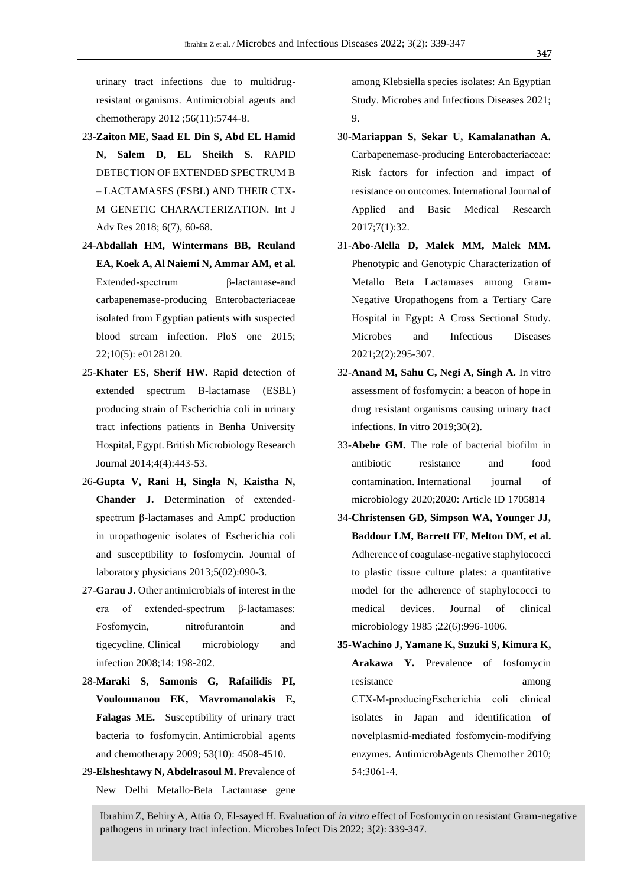urinary tract infections due to multidrug-resistant organisms. Antimicrobial agents and chemotherapy 2012 ;56(11):5744-8.

23-**Zaiton ME, Saad EL Din S, Abd EL Hamid N, Salem D, EL Sheikh S.** RAPID DETECTION OF EXTENDED SPECTRUM Β – LACTAMASES (ESBL) AND THEIR CTX-M GENETIC CHARACTERIZATION. Int J Adv Res 2018; 6(7), 60-68.

24-**Abdallah HM, Wintermans BB, Reuland EA, Koek A, Al Naiemi N, Ammar AM, et al.** Extended-spectrum β-lactamase-and carbapenemase-producing Enterobacteriaceae isolated from Egyptian patients with suspected blood stream infection. PloS one 2015; 22;10(5): e0128120.

25-**Khater ES, Sherif HW.** Rapid detection of extended spectrum Β-lactamase (ESBL) producing strain of Escherichia coli in urinary tract infections patients in Benha University Hospital, Egypt. British Microbiology Research Journal 2014;4(4):443-53.

26-**Gupta V, Rani H, Singla N, Kaistha N, Chander J.** Determination of extended-spectrum β-lactamases and AmpC production in uropathogenic isolates of Escherichia coli and susceptibility to fosfomycin. Journal of laboratory physicians 2013;5(02):090-3.

27-**Garau J.** Other antimicrobials of interest in the era of extended-spectrum β-lactamases: Fosfomycin, nitrofurantoin and tigecycline. Clinical microbiology and infection 2008;14: 198-202.

28-**Maraki S, Samonis G, Rafailidis PI, Vouloumanou EK, Mavromanolakis E, Falagas ME.** Susceptibility of urinary tract bacteria to fosfomycin. Antimicrobial agents and chemotherapy 2009; 53(10): 4508-4510.

29-**Elsheshtawy N, Abdelrasoul M.** Prevalence of New Delhi Metallo-Beta Lactamase gene among Klebsiella species isolates: An Egyptian Study. Microbes and Infectious Diseases 2021; 9.

30-**Mariappan S, Sekar U, Kamalanathan A.** Carbapenemase-producing Enterobacteriaceae: Risk factors for infection and impact of resistance on outcomes. International Journal of Applied and Basic Medical Research 2017;7(1):32.

31-**Abo-Alella D, Malek MM, Malek MM.** Phenotypic and Genotypic Characterization of Metallo Beta Lactamases among Gram-Negative Uropathogens from a Tertiary Care Hospital in Egypt: A Cross Sectional Study. Microbes and Infectious Diseases 2021;2(2):295-307.

32-**Anand M, Sahu C, Negi A, Singh A.** In vitro assessment of fosfomycin: a beacon of hope in drug resistant organisms causing urinary tract infections. In vitro 2019;30(2).

33-**Abebe GM.** The role of bacterial biofilm in antibiotic resistance and food contamination. International journal of microbiology 2020;2020: Article ID 1705814

34-**Christensen GD, Simpson WA, Younger JJ, Baddour LM, Barrett FF, Melton DM, et al.** Adherence of coagulase-negative staphylococci to plastic tissue culture plates: a quantitative model for the adherence of staphylococci to medical devices. Journal of clinical microbiology 1985 ;22(6):996-1006.

**35-Wachino J, Yamane K, Suzuki S, Kimura K, Arakawa Y.** Prevalence of fosfomycin resistance among CTX-M-producingEscherichia coli clinical isolates in Japan and identification of novelplasmid-mediated fosfomycin-modifying enzymes. AntimicrobAgents Chemother 2010; 54:3061-4.

Ibrahim Z, Behiry A, Attia O, El-sayed H. Evaluation of *in vitro* effect of Fosfomycin on resistant Gram-negative pathogens in urinary tract infection. Microbes Infect Dis 2022; 3(2): 339-347.